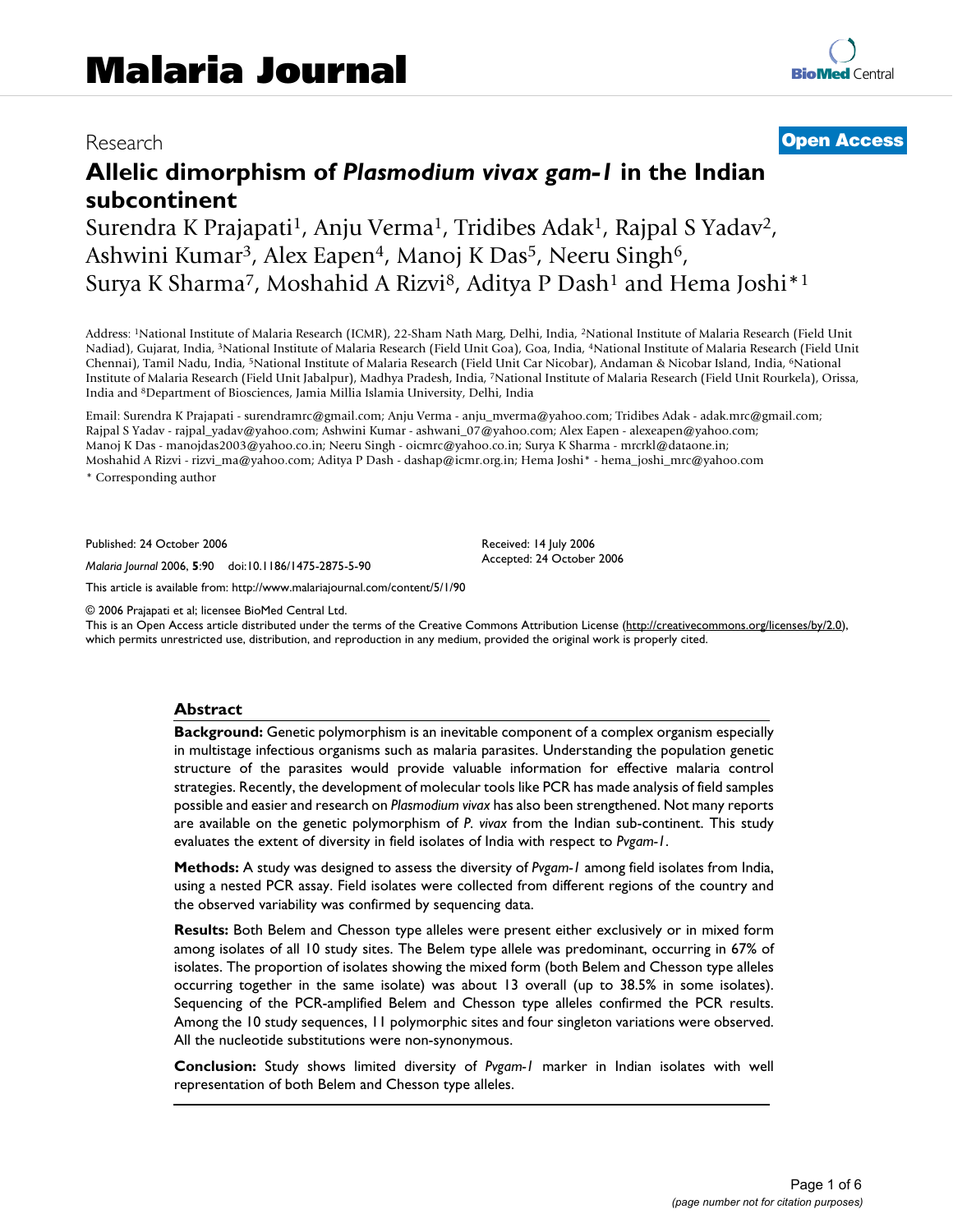# Malaria Journal

Research

**Open Access**

# Allelic dimorphism of *Plasmodium vivax gam-1* in the Indian subcontinent

Surendra K Prajapati[1], Anju Verma[1], Tridibes Adak[1], Rajpal S Yadav[2], Ashwini Kumar[3], Alex Eapen[4], Manoj K Das[5], Neeru Singh[6], Surya K Sharma[7], Moshahid A Rizvi[8], Aditya P Dash[1] and Hema Joshi*[1]

Address: [1]National Institute of Malaria Research (ICMR), 22-Sham Nath Marg, Delhi, India, [2]National Institute of Malaria Research (Field Unit Nadiad), Gujarat, India, [3]National Institute of Malaria Research (Field Unit Goa), Goa, India, [4]National Institute of Malaria Research (Field Unit Chennai), Tamil Nadu, India, [5]National Institute of Malaria Research (Field Unit Car Nicobar), Andaman & Nicobar Island, India, [6]National Institute of Malaria Research (Field Unit Jabalpur), Madhya Pradesh, India, [7]National Institute of Malaria Research (Field Unit Rourkela), Orissa, India and [8]Department of Biosciences, Jamia Millia Islamia University, Delhi, India

Email: Surendra K Prajapati - surendramrc@gmail.com; Anju Verma - anju_mverma@yahoo.com; Tridibes Adak - adak.mrc@gmail.com; Rajpal S Yadav - rajpal_yadav@yahoo.com; Ashwini Kumar - ashwani_07@yahoo.com; Alex Eapen - alexeapen@yahoo.com; Manoj K Das - manojdas2003@yahoo.co.in; Neeru Singh - oicmrc@yahoo.co.in; Surya K Sharma - mrcrkl@dataone.in; Moshahid A Rizvi - rizvi_ma@yahoo.com; Aditya P Dash - dashap@icmr.org.in; Hema Joshi* - hema_joshi_mrc@yahoo.com

\* Corresponding author

Published: 24 October 2006

*Malaria Journal* 2006, **5**:90 doi:10.1186/1475-2875-5-90

Received: 14 July 2006
Accepted: 24 October 2006

This article is available from: http://www.malariajournal.com/content/5/1/90

© 2006 Prajapati et al; licensee BioMed Central Ltd.
This is an Open Access article distributed under the terms of the Creative Commons Attribution License (http://creativecommons.org/licenses/by/2.0), which permits unrestricted use, distribution, and reproduction in any medium, provided the original work is properly cited.

## Abstract

**Background:** Genetic polymorphism is an inevitable component of a complex organism especially in multistage infectious organisms such as malaria parasites. Understanding the population genetic structure of the parasites would provide valuable information for effective malaria control strategies. Recently, the development of molecular tools like PCR has made analysis of field samples possible and easier and research on *Plasmodium vivax* has also been strengthened. Not many reports are available on the genetic polymorphism of *P. vivax* from the Indian sub-continent. This study evaluates the extent of diversity in field isolates of India with respect to *Pvgam-1*.

**Methods:** A study was designed to assess the diversity of *Pvgam-1* among field isolates from India, using a nested PCR assay. Field isolates were collected from different regions of the country and the observed variability was confirmed by sequencing data.

**Results:** Both Belem and Chesson type alleles were present either exclusively or in mixed form among isolates of all 10 study sites. The Belem type allele was predominant, occurring in 67% of isolates. The proportion of isolates showing the mixed form (both Belem and Chesson type alleles occurring together in the same isolate) was about 13 overall (up to 38.5% in some isolates). Sequencing of the PCR-amplified Belem and Chesson type alleles confirmed the PCR results. Among the 10 study sequences, 11 polymorphic sites and four singleton variations were observed. All the nucleotide substitutions were non-synonymous.

**Conclusion:** Study shows limited diversity of *Pvgam-1* marker in Indian isolates with well representation of both Belem and Chesson type alleles.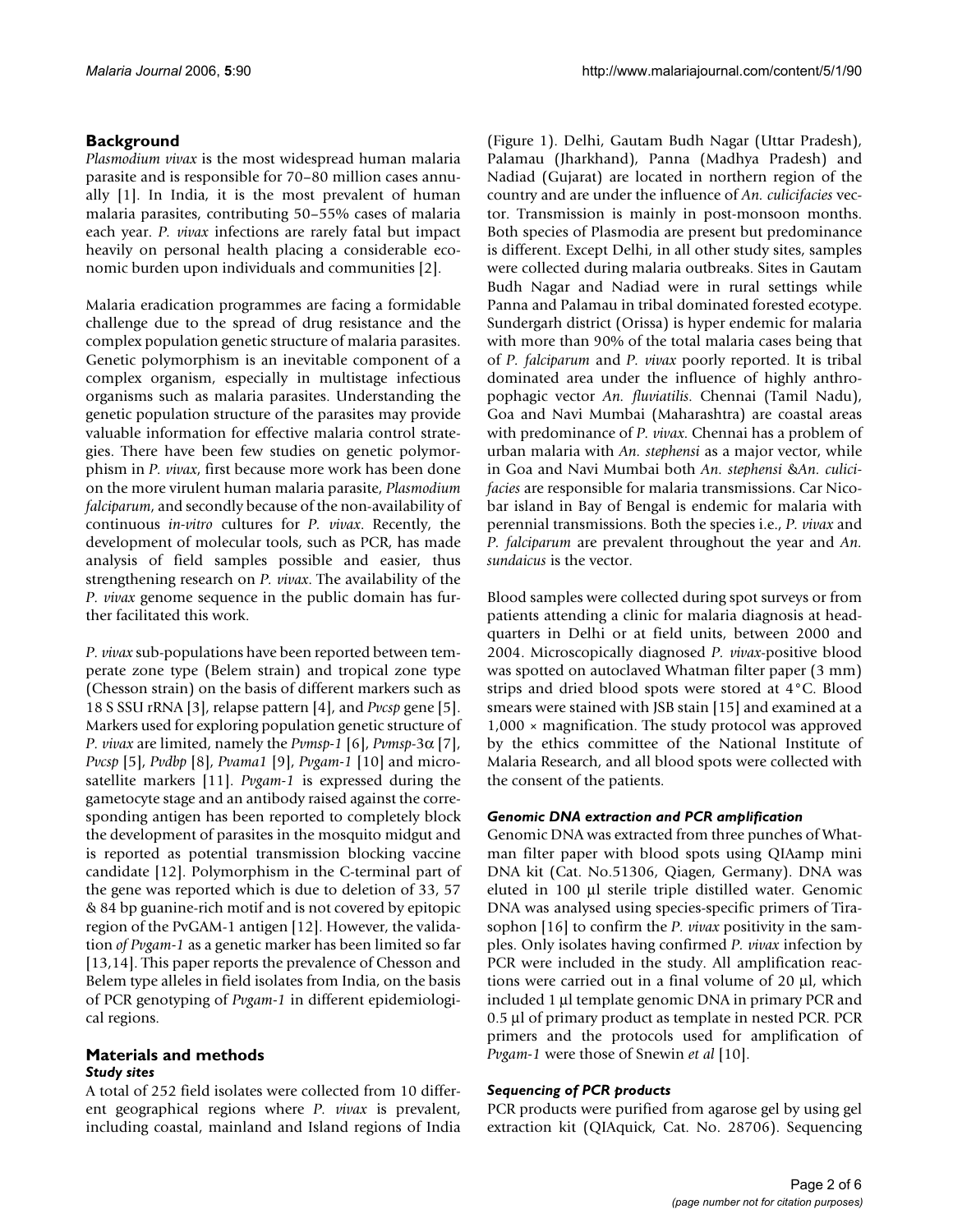## Background

*Plasmodium vivax* is the most widespread human malaria parasite and is responsible for 70–80 million cases annually [1]. In India, it is the most prevalent of human malaria parasites, contributing 50–55% cases of malaria each year. *P. vivax* infections are rarely fatal but impact heavily on personal health placing a considerable economic burden upon individuals and communities [2].

Malaria eradication programmes are facing a formidable challenge due to the spread of drug resistance and the complex population genetic structure of malaria parasites. Genetic polymorphism is an inevitable component of a complex organism, especially in multistage infectious organisms such as malaria parasites. Understanding the genetic population structure of the parasites may provide valuable information for effective malaria control strategies. There have been few studies on genetic polymorphism in *P. vivax*, first because more work has been done on the more virulent human malaria parasite, *Plasmodium falciparum*, and secondly because of the non-availability of continuous *in-vitro* cultures for *P. vivax*. Recently, the development of molecular tools, such as PCR, has made analysis of field samples possible and easier, thus strengthening research on *P. vivax*. The availability of the *P. vivax* genome sequence in the public domain has further facilitated this work.

*P. vivax* sub-populations have been reported between temperate zone type (Belem strain) and tropical zone type (Chesson strain) on the basis of different markers such as 18 S SSU rRNA [3], relapse pattern [4], and *Pvcsp* gene [5]. Markers used for exploring population genetic structure of *P. vivax* are limited, namely the *Pvmsp-1* [6], *Pvmsp-3α* [7], *Pvcsp* [5], *Pvdbp* [8], *Pvama1* [9], *Pvgam-1* [10] and microsatellite markers [11]. *Pvgam-1* is expressed during the gametocyte stage and an antibody raised against the corresponding antigen has been reported to completely block the development of parasites in the mosquito midgut and is reported as potential transmission blocking vaccine candidate [12]. Polymorphism in the C-terminal part of the gene was reported which is due to deletion of 33, 57 & 84 bp guanine-rich motif and is not covered by epitopic region of the PvGAM-1 antigen [12]. However, the validation *of Pvgam-1* as a genetic marker has been limited so far [13,14]. This paper reports the prevalence of Chesson and Belem type alleles in field isolates from India, on the basis of PCR genotyping of *Pvgam-1* in different epidemiological regions.

## Materials and methods

### *Study sites*

A total of 252 field isolates were collected from 10 different geographical regions where *P. vivax* is prevalent, including coastal, mainland and Island regions of India (Figure 1). Delhi, Gautam Budh Nagar (Uttar Pradesh), Palamau (Jharkhand), Panna (Madhya Pradesh) and Nadiad (Gujarat) are located in northern region of the country and are under the influence of *An. culicifacies* vector. Transmission is mainly in post-monsoon months. Both species of Plasmodia are present but predominance is different. Except Delhi, in all other study sites, samples were collected during malaria outbreaks. Sites in Gautam Budh Nagar and Nadiad were in rural settings while Panna and Palamau in tribal dominated forested ecotype. Sundergarh district (Orissa) is hyper endemic for malaria with more than 90% of the total malaria cases being that of *P. falciparum* and *P. vivax* poorly reported. It is tribal dominated area under the influence of highly anthropophagic vector *An. fluviatilis*. Chennai (Tamil Nadu), Goa and Navi Mumbai (Maharashtra) are coastal areas with predominance of *P. vivax*. Chennai has a problem of urban malaria with *An. stephensi* as a major vector, while in Goa and Navi Mumbai both *An. stephensi* &*An. culicifacies* are responsible for malaria transmissions. Car Nicobar island in Bay of Bengal is endemic for malaria with perennial transmissions. Both the species i.e., *P. vivax* and *P. falciparum* are prevalent throughout the year and *An. sundaicus* is the vector.

Blood samples were collected during spot surveys or from patients attending a clinic for malaria diagnosis at headquarters in Delhi or at field units, between 2000 and 2004. Microscopically diagnosed *P. vivax*-positive blood was spotted on autoclaved Whatman filter paper (3 mm) strips and dried blood spots were stored at 4°C. Blood smears were stained with JSB stain [15] and examined at a 1,000 × magnification. The study protocol was approved by the ethics committee of the National Institute of Malaria Research, and all blood spots were collected with the consent of the patients.

### *Genomic DNA extraction and PCR amplification*

Genomic DNA was extracted from three punches of Whatman filter paper with blood spots using QIAamp mini DNA kit (Cat. No.51306, Qiagen, Germany). DNA was eluted in 100 μl sterile triple distilled water. Genomic DNA was analysed using species-specific primers of Tirasophon [16] to confirm the *P. vivax* positivity in the samples. Only isolates having confirmed *P. vivax* infection by PCR were included in the study. All amplification reactions were carried out in a final volume of 20 μl, which included 1 μl template genomic DNA in primary PCR and 0.5 μl of primary product as template in nested PCR. PCR primers and the protocols used for amplification of *Pvgam-1* were those of Snewin *et al* [10].

### *Sequencing of PCR products*

PCR products were purified from agarose gel by using gel extraction kit (QIAquick, Cat. No. 28706). Sequencing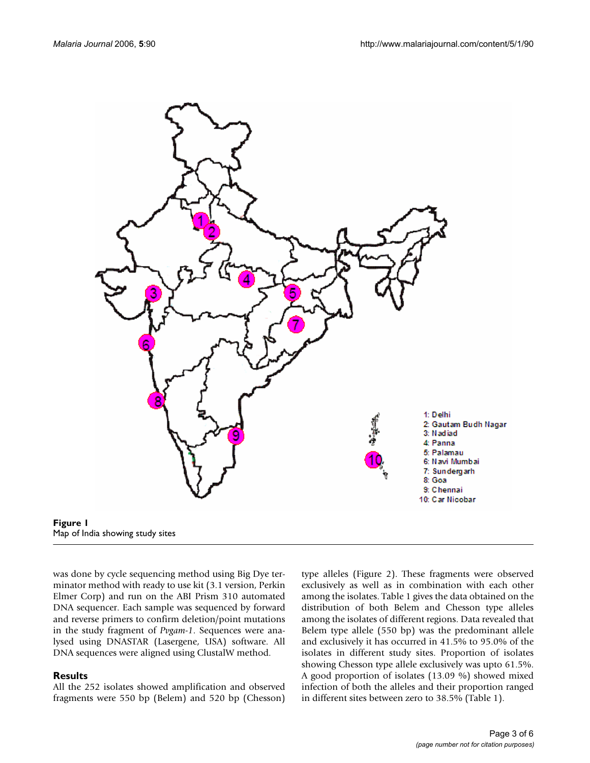Figure 1
Map of India showing study sites

was done by cycle sequencing method using Big Dye terminator method with ready to use kit (3.1 version, Perkin Elmer Corp) and run on the ABI Prism 310 automated DNA sequencer. Each sample was sequenced by forward and reverse primers to confirm deletion/point mutations in the study fragment of *Pvgam-1*. Sequences were analysed using DNASTAR (Lasergene, USA) software. All DNA sequences were aligned using ClustalW method.

## Results

All the 252 isolates showed amplification and observed fragments were 550 bp (Belem) and 520 bp (Chesson) type alleles (Figure 2). These fragments were observed exclusively as well as in combination with each other among the isolates. Table 1 gives the data obtained on the distribution of both Belem and Chesson type alleles among the isolates of different regions. Data revealed that Belem type allele (550 bp) was the predominant allele and exclusively it has occurred in 41.5% to 95.0% of the isolates in different study sites. Proportion of isolates showing Chesson type allele exclusively was upto 61.5%. A good proportion of isolates (13.09 %) showed mixed infection of both the alleles and their proportion ranged in different sites between zero to 38.5% (Table 1).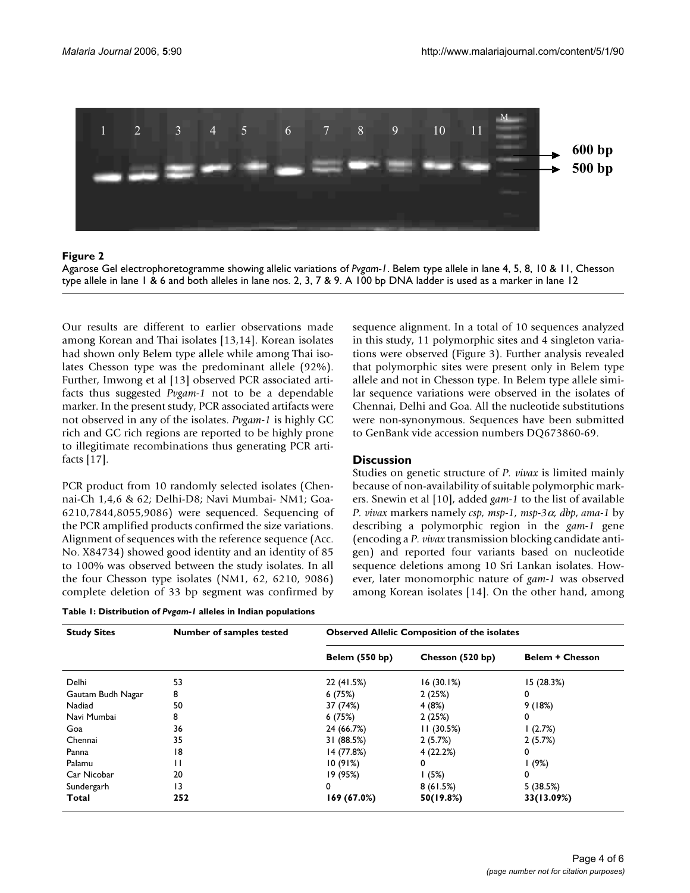**Figure 2**

Agarose Gel electrophoretogramme showing allelic variations of *Pvgam-1*. Belem type allele in lane 4, 5, 8, 10 & 11, Chesson type allele in lane 1 & 6 and both alleles in lane nos. 2, 3, 7 & 9. A 100 bp DNA ladder is used as a marker in lane 12

Our results are different to earlier observations made among Korean and Thai isolates [13,14]. Korean isolates had shown only Belem type allele while among Thai isolates Chesson type was the predominant allele (92%). Further, Imwong et al [13] observed PCR associated artifacts thus suggested *Pvgam-1* not to be a dependable marker. In the present study, PCR associated artifacts were not observed in any of the isolates. *Pvgam-1* is highly GC rich and GC rich regions are reported to be highly prone to illegitimate recombinations thus generating PCR artifacts [17].

PCR product from 10 randomly selected isolates (Chennai-Ch 1,4,6 & 62; Delhi-D8; Navi Mumbai- NM1; Goa-6210,7844,8055,9086) were sequenced. Sequencing of the PCR amplified products confirmed the size variations. Alignment of sequences with the reference sequence (Acc. No. X84734) showed good identity and an identity of 85 to 100% was observed between the study isolates. In all the four Chesson type isolates (NM1, 62, 6210, 9086) complete deletion of 33 bp segment was confirmed by sequence alignment. In a total of 10 sequences analyzed in this study, 11 polymorphic sites and 4 singleton variations were observed (Figure 3). Further analysis revealed that polymorphic sites were present only in Belem type allele and not in Chesson type. In Belem type allele similar sequence variations were observed in the isolates of Chennai, Delhi and Goa. All the nucleotide substitutions were non-synonymous. Sequences have been submitted to GenBank vide accession numbers DQ673860-69.

## Discussion

Studies on genetic structure of *P. vivax* is limited mainly because of non-availability of suitable polymorphic markers. Snewin et al [10], added *gam-1* to the list of available *P. vivax* markers namely *csp, msp-1, msp-3$\alpha$, dbp, ama-1* by describing a polymorphic region in the *gam-1* gene (encoding a *P. vivax* transmission blocking candidate antigen) and reported four variants based on nucleotide sequence deletions among 10 Sri Lankan isolates. However, later monomorphic nature of *gam-1* was observed among Korean isolates [14]. On the other hand, among

**Table 1: Distribution of *Pvgam-1* alleles in Indian populations**

| Study Sites | Number of samples tested | Observed Allelic Composition of the isolates | | |
|---|---|---|---|---|
| | | Belem (550 bp) | Chesson (520 bp) | Belem + Chesson |
| Delhi | 53 | 22 (41.5%) | 16 (30.1%) | 15 (28.3%) |
| Gautam Budh Nagar | 8 | 6 (75%) | 2 (25%) | 0 |
| Nadiad | 50 | 37 (74%) | 4 (8%) | 9 (18%) |
| Navi Mumbai | 8 | 6 (75%) | 2 (25%) | 0 |
| Goa | 36 | 24 (66.7%) | 11 (30.5%) | 1 (2.7%) |
| Chennai | 35 | 31 (88.5%) | 2 (5.7%) | 2 (5.7%) |
| Panna | 18 | 14 (77.8%) | 4 (22.2%) | 0 |
| Palamu | 11 | 10 (91%) | 0 | 1 (9%) |
| Car Nicobar | 20 | 19 (95%) | 1 (5%) | 0 |
| Sundergarh | 13 | 0 | 8 (61.5%) | 5 (38.5%) |
| **Total** | **252** | **169 (67.0%)** | **50(19.8%)** | **33(13.09%)** |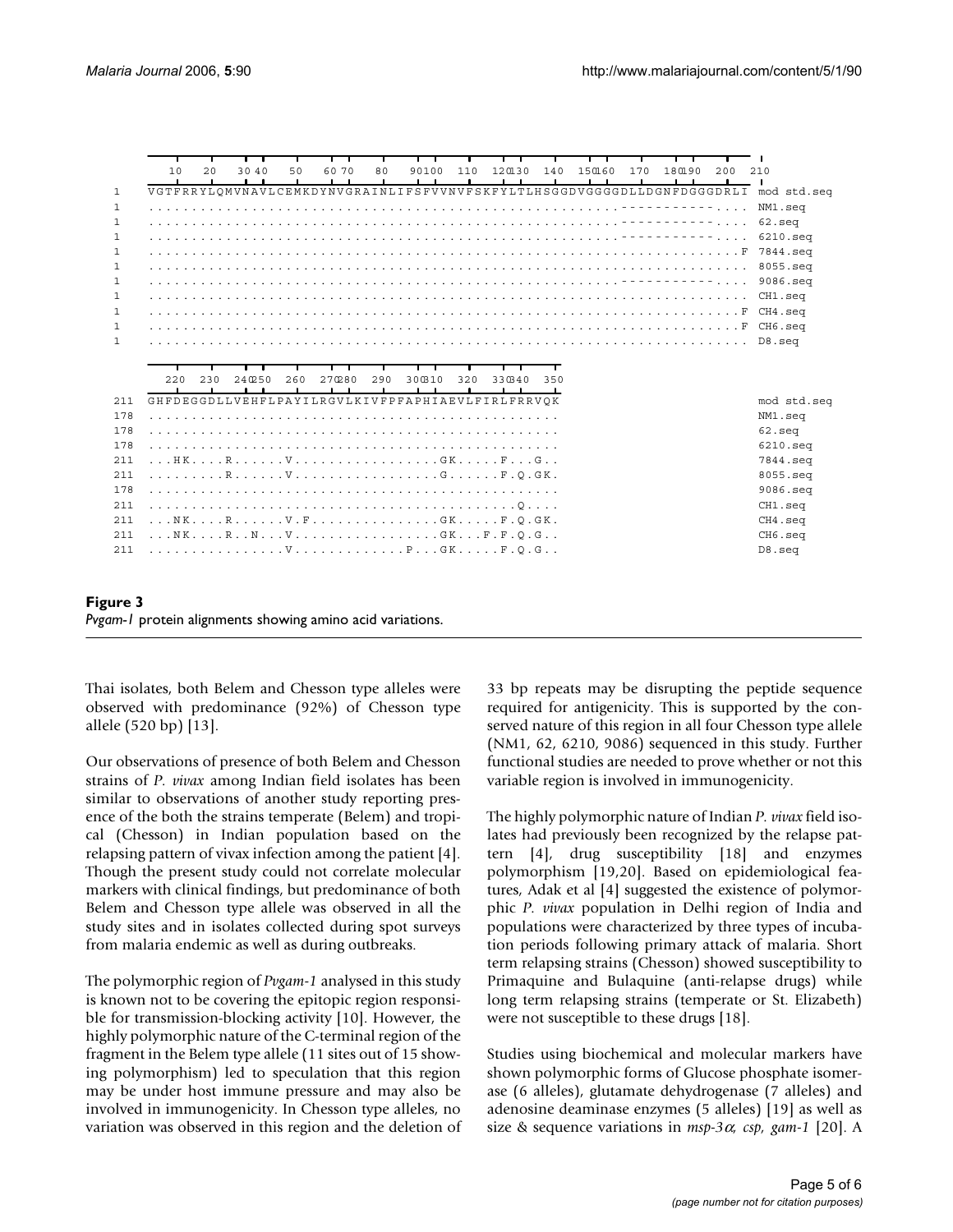```
         10        20        30 40     50      60 70     80      90100    110     120130    140    150160    170     180190     200   210
1    VGTFRRYLQMVNAVLCEMKDYNVGRAINLIFSFVVNVFSKFYLTLHSGGDVGGGGDLLDGNFDGGGDRLI  mod std.seq
1    .....................................................-------------....  NM1.seq
1    .....................................................-------------....  62.seq
1    .....................................................-------------....  6210.seq
1    .....................................................................F  7844.seq
1    ......................................................................  8055.seq
1    .....................................................-------------....  9086.seq
1    ......................................................................  CH1.seq
1    .....................................................................F  CH4.seq
1    .....................................................................F  CH6.seq
1    ......................................................................  D8.seq

         220      230     240250     260     270280     290     300310     320     330340     350
211  GHFDEGGDLLVEHFLPAYILRGVLKIVFPFAPHIAEVLFIRLFRRVQK                        mod std.seq
178  ................................................                        NM1.seq
178  ................................................                        62.seq
178  ................................................                        6210.seq
211  ...HK....R......V.................GK.....F...G..                        7844.seq
211  .........R......V.................G......F.Q.GK.                        8055.seq
178  ................................................                        9086.seq
211  ...........................................Q....                        CH1.seq
211  ...NK....R......V.F...............GK.....F.Q.GK.                        CH4.seq
211  ...NK....R..N...V.................GK...F.F.Q.G..                        CH6.seq
211  ................V.............P...GK.....F.Q.G..                        D8.seq
```

**Figure 3**
*Pvgam-1* protein alignments showing amino acid variations.

Thai isolates, both Belem and Chesson type alleles were observed with predominance (92%) of Chesson type allele (520 bp) [13].

Our observations of presence of both Belem and Chesson strains of *P. vivax* among Indian field isolates has been similar to observations of another study reporting presence of the both the strains temperate (Belem) and tropical (Chesson) in Indian population based on the relapsing pattern of vivax infection among the patient [4]. Though the present study could not correlate molecular markers with clinical findings, but predominance of both Belem and Chesson type allele was observed in all the study sites and in isolates collected during spot surveys from malaria endemic as well as during outbreaks.

The polymorphic region of *Pvgam-1* analysed in this study is known not to be covering the epitopic region responsible for transmission-blocking activity [10]. However, the highly polymorphic nature of the C-terminal region of the fragment in the Belem type allele (11 sites out of 15 showing polymorphism) led to speculation that this region may be under host immune pressure and may also be involved in immunogenicity. In Chesson type alleles, no variation was observed in this region and the deletion of 33 bp repeats may be disrupting the peptide sequence required for antigenicity. This is supported by the conserved nature of this region in all four Chesson type allele (NM1, 62, 6210, 9086) sequenced in this study. Further functional studies are needed to prove whether or not this variable region is involved in immunogenicity.

The highly polymorphic nature of Indian *P. vivax* field isolates had previously been recognized by the relapse pattern [4], drug susceptibility [18] and enzymes polymorphism [19,20]. Based on epidemiological features, Adak et al [4] suggested the existence of polymorphic *P. vivax* population in Delhi region of India and populations were characterized by three types of incubation periods following primary attack of malaria. Short term relapsing strains (Chesson) showed susceptibility to Primaquine and Bulaquine (anti-relapse drugs) while long term relapsing strains (temperate or St. Elizabeth) were not susceptible to these drugs [18].

Studies using biochemical and molecular markers have shown polymorphic forms of Glucose phosphate isomerase (6 alleles), glutamate dehydrogenase (7 alleles) and adenosine deaminase enzymes (5 alleles) [19] as well as size & sequence variations in *msp-3α*, *csp*, *gam-1* [20]. A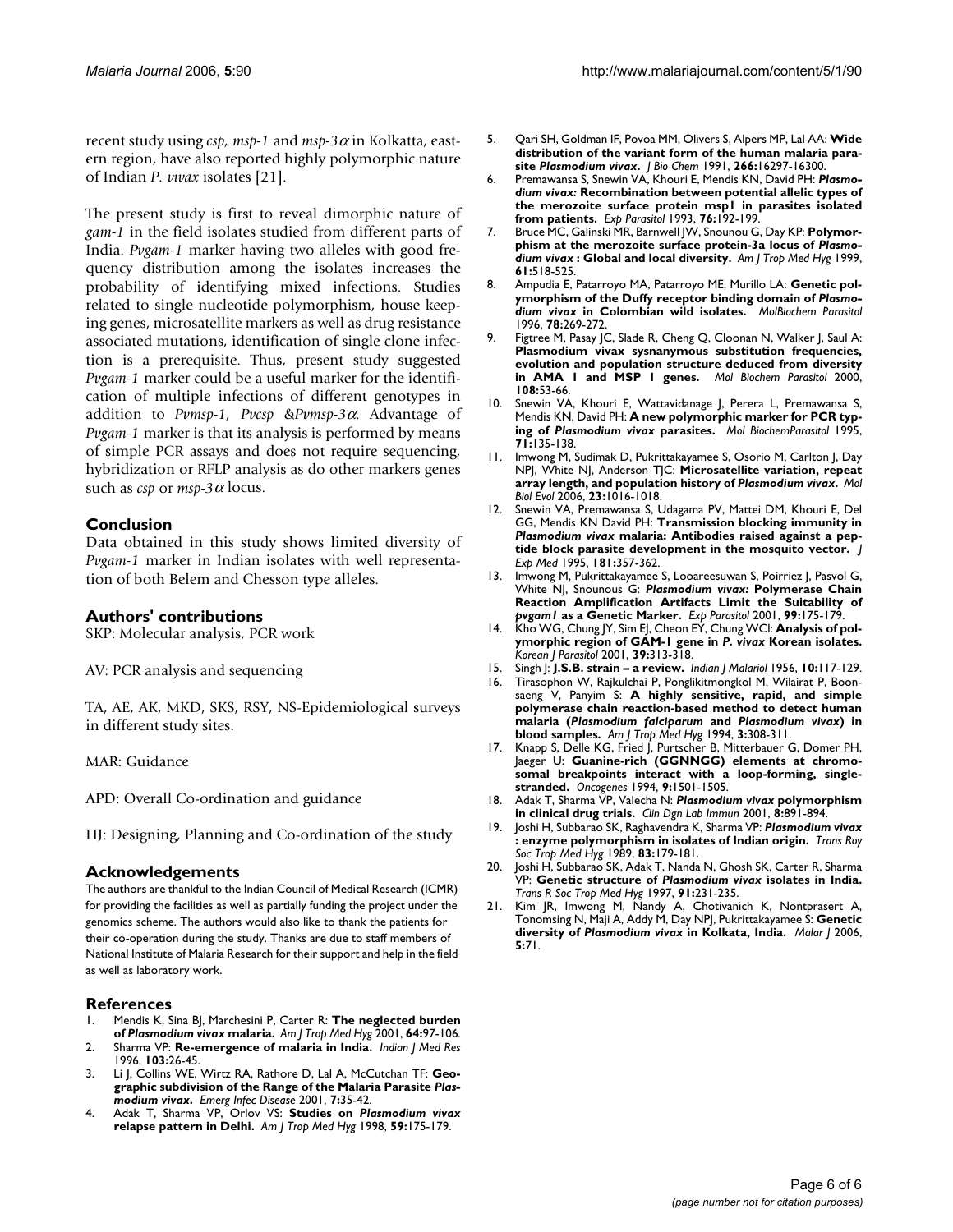recent study using *csp, msp-1* and *msp-3α* in Kolkatta, eastern region, have also reported highly polymorphic nature of Indian *P. vivax* isolates [21].

The present study is first to reveal dimorphic nature of *gam-1* in the field isolates studied from different parts of India. *Pvgam-1* marker having two alleles with good frequency distribution among the isolates increases the probability of identifying mixed infections. Studies related to single nucleotide polymorphism, house keeping genes, microsatellite markers as well as drug resistance associated mutations, identification of single clone infection is a prerequisite. Thus, present study suggested *Pvgam-1* marker could be a useful marker for the identification of multiple infections of different genotypes in addition to *Pvmsp-1, Pvcsp* &*Pvmsp-3α*. Advantage of *Pvgam-1* marker is that its analysis is performed by means of simple PCR assays and does not require sequencing, hybridization or RFLP analysis as do other markers genes such as *csp* or *msp-3α* locus.

## Conclusion

Data obtained in this study shows limited diversity of *Pvgam-1* marker in Indian isolates with well representation of both Belem and Chesson type alleles.

## Authors' contributions

SKP: Molecular analysis, PCR work

AV: PCR analysis and sequencing

TA, AE, AK, MKD, SKS, RSY, NS-Epidemiological surveys in different study sites.

MAR: Guidance

APD: Overall Co-ordination and guidance

HJ: Designing, Planning and Co-ordination of the study

## Acknowledgements

The authors are thankful to the Indian Council of Medical Research (ICMR) for providing the facilities as well as partially funding the project under the genomics scheme. The authors would also like to thank the patients for their co-operation during the study. Thanks are due to staff members of National Institute of Malaria Research for their support and help in the field as well as laboratory work.

## References

1. Mendis K, Sina BJ, Marchesini P, Carter R: **The neglected burden of *Plasmodium vivax* malaria.** *Am J Trop Med Hyg* 2001, **64:**97-106.
2. Sharma VP: **Re-emergence of malaria in India.** *Indian J Med Res* 1996, **103:**26-45.
3. Li J, Collins WE, Wirtz RA, Rathore D, Lal A, McCutchan TF: **Geographic subdivision of the Range of the Malaria Parasite *Plasmodium vivax*.** *Emerg Infec Disease* 2001, **7:**35-42.
4. Adak T, Sharma VP, Orlov VS: **Studies on *Plasmodium vivax* relapse pattern in Delhi.** *Am J Trop Med Hyg* 1998, **59:**175-179.
5. Qari SH, Goldman IF, Povoa MM, Olivers S, Alpers MP, Lal AA: **Wide distribution of the variant form of the human malaria parasite *Plasmodium vivax*.** *J Bio Chem* 1991, **266:**16297-16300.
6. Premawansa S, Snewin VA, Khouri E, Mendis KN, David PH: ***Plasmodium vivax:* Recombination between potential allelic types of the merozoite surface protein msp1 in parasites isolated from patients.** *Exp Parasitol* 1993, **76:**192-199.
7. Bruce MC, Galinski MR, Barnwell JW, Snounou G, Day KP: **Polymorphism at the merozoite surface protein-3a locus of *Plasmodium vivax* : Global and local diversity.** *Am J Trop Med Hyg* 1999, **61:**518-525.
8. Ampudia E, Patarroyo MA, Patarroyo ME, Murillo LA: **Genetic polymorphism of the Duffy receptor binding domain of *Plasmodium vivax* in Colombian wild isolates.** *MolBiochem Parasitol* 1996, **78:**269-272.
9. Figtree M, Pasay JC, Slade R, Cheng Q, Cloonan N, Walker J, Saul A: **Plasmodium vivax sysnanymous substitution frequencies, evolution and population structure deduced from diversity in AMA 1 and MSP 1 genes.** *Mol Biochem Parasitol* 2000, **108:**53-66.
10. Snewin VA, Khouri E, Wattavidanage J, Perera L, Premawansa S, Mendis KN, David PH: **A new polymorphic marker for PCR typing of *Plasmodium vivax* parasites.** *Mol BiochemParasitol* 1995, **71:**135-138.
11. Imwong M, Sudimak D, Pukrittakayamee S, Osorio M, Carlton J, Day NPJ, White NJ, Anderson TJC: **Microsatellite variation, repeat array length, and population history of *Plasmodium vivax*.** *Mol Biol Evol* 2006, **23:**1016-1018.
12. Snewin VA, Premawansa S, Udagama PV, Mattei DM, Khouri E, Del GG, Mendis KN David PH: **Transmission blocking immunity in *Plasmodium vivax* malaria: Antibodies raised against a peptide block parasite development in the mosquito vector.** *J Exp Med* 1995, **181:**357-362.
13. Imwong M, Pukrittakayamee S, Looareesuwan S, Poirriez J, Pasvol G, White NJ, Snounous G: ***Plasmodium vivax:* Polymerase Chain Reaction Amplification Artifacts Limit the Suitability of *pvgam1* as a Genetic Marker.** *Exp Parasitol* 2001, **99:**175-179.
14. Kho WG, Chung JY, Sim EJ, Cheon EY, Chung WCI: **Analysis of polymorphic region of GAM-1 gene in *P. vivax* Korean isolates.** *Korean J Parasitol* 2001, **39:**313-318.
15. Singh J: **J.S.B. strain – a review.** *Indian J Malariol* 1956, **10:**117-129.
16. Tirasophon W, Rajkulchai P, Ponglikitmongkol M, Wilairat P, Boonsaeng V, Panyim S: **A highly sensitive, rapid, and simple polymerase chain reaction-based method to detect human malaria (*Plasmodium falciparum* and *Plasmodium vivax*) in blood samples.** *Am J Trop Med Hyg* 1994, **3:**308-311.
17. Knapp S, Delle KG, Fried J, Purtscher B, Mitterbauer G, Domer PH, Jaeger U: **Guanine-rich (GGNNGG) elements at chromosomal breakpoints interact with a loop-forming, single-stranded.** *Oncogenes* 1994, **9:**1501-1505.
18. Adak T, Sharma VP, Valecha N: ***Plasmodium vivax* polymorphism in clinical drug trials.** *Clin Dgn Lab Immun* 2001, **8:**891-894.
19. Joshi H, Subbarao SK, Raghavendra K, Sharma VP: ***Plasmodium vivax* : enzyme polymorphism in isolates of Indian origin.** *Trans Roy Soc Trop Med Hyg* 1989, **83:**179-181.
20. Joshi H, Subbarao SK, Adak T, Nanda N, Ghosh SK, Carter R, Sharma VP: **Genetic structure of *Plasmodium vivax* isolates in India.** *Trans R Soc Trop Med Hyg* 1997, **91:**231-235.
21. Kim JR, Imwong M, Nandy A, Chotivanich K, Nontprasert A, Tonomsing N, Maji A, Addy M, Day NPJ, Pukrittakayamee S: **Genetic diversity of *Plasmodium vivax* in Kolkata, India.** *Malar J* 2006, **5:**71.